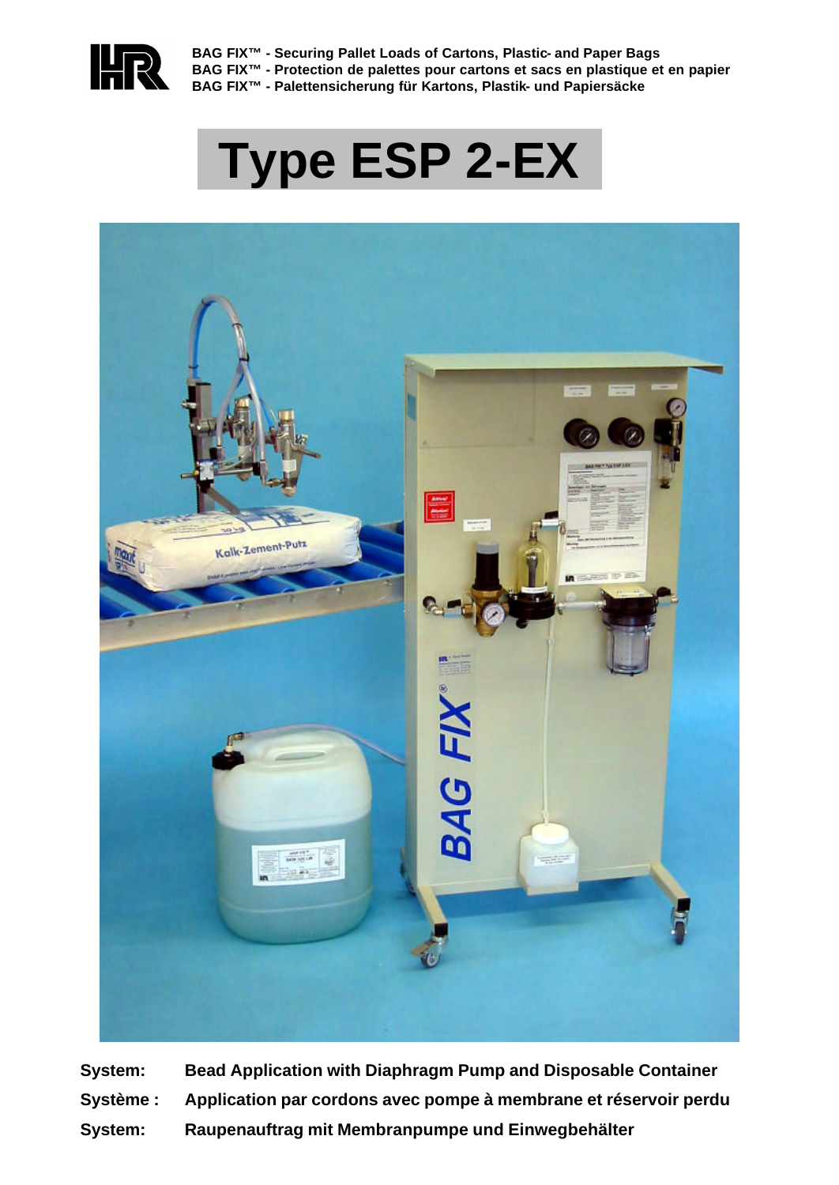BAG FIX™ - Securing Pallet Loads of Cartons, Plastic- and Paper Bags
BAG FIX™ - Protection de palettes pour cartons et sacs en plastique et en papier
BAG FIX™ - Palettensicherung für Kartons, Plastik- und Papiersäcke

# Type ESP 2-EX

| | |
|---|---|
| **System:** | **Bead Application with Diaphragm Pump and Disposable Container** |
| **Système :** | **Application par cordons avec pompe à membrane et réservoir perdu** |
| **System:** | **Raupenauftrag mit Membranpumpe und Einwegbehälter** |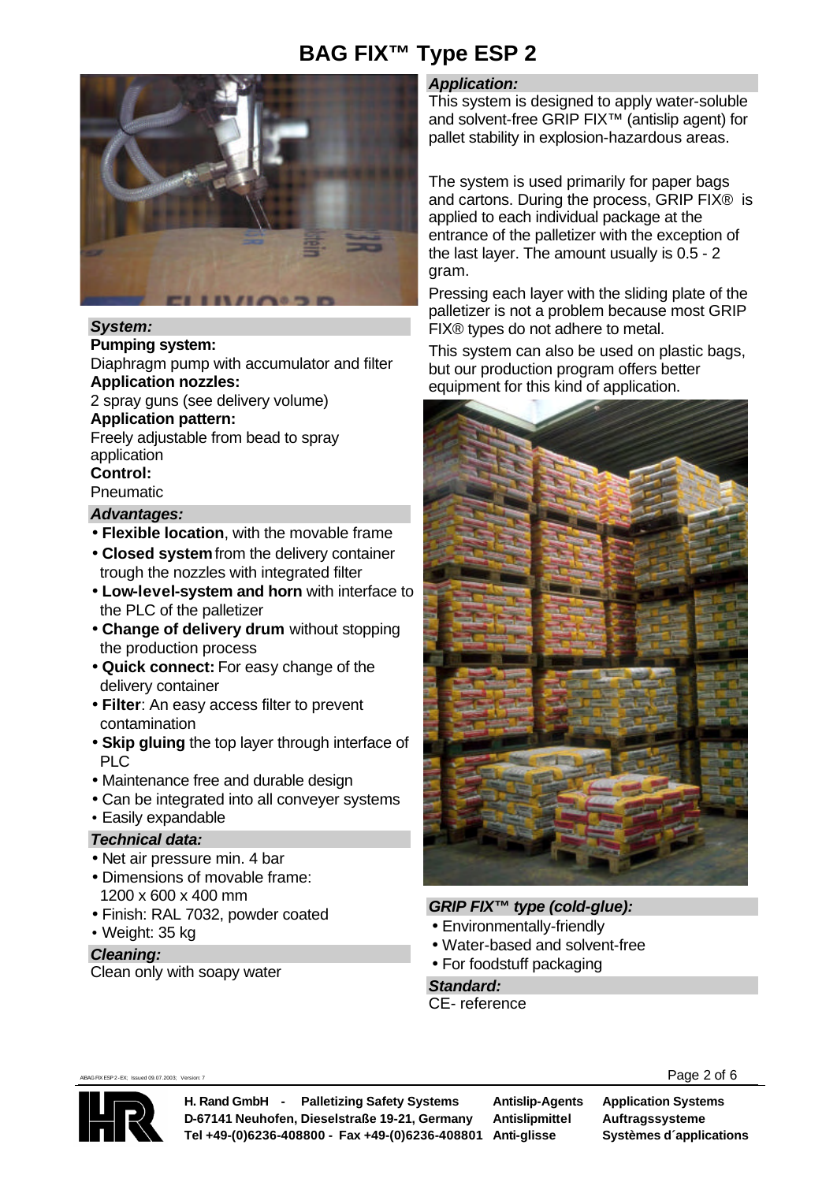# BAG FIX™ Type ESP 2

### *System:*

**Pumping system:**
Diaphragm pump with accumulator and filter

**Application nozzles:**
2 spray guns (see delivery volume)

**Application pattern:**
Freely adjustable from bead to spray application

**Control:**
Pneumatic

### *Advantages:*

- **Flexible location**, with the movable frame
- **Closed system** from the delivery container trough the nozzles with integrated filter
- **Low-level-system and horn** with interface to the PLC of the palletizer
- **Change of delivery drum** without stopping the production process
- **Quick connect:** For easy change of the delivery container
- **Filter**: An easy access filter to prevent contamination
- **Skip gluing** the top layer through interface of PLC
- Maintenance free and durable design
- Can be integrated into all conveyer systems
- Easily expandable

### *Technical data:*

- Net air pressure min. 4 bar
- Dimensions of movable frame: 1200 x 600 x 400 mm
- Finish: RAL 7032, powder coated
- Weight: 35 kg

### *Cleaning:*

Clean only with soapy water

### *Application:*

This system is designed to apply water-soluble and solvent-free GRIP FIX™ (antislip agent) for pallet stability in explosion-hazardous areas.

The system is used primarily for paper bags and cartons. During the process, GRIP FIX® is applied to each individual package at the entrance of the palletizer with the exception of the last layer. The amount usually is 0.5 - 2 gram.

Pressing each layer with the sliding plate of the palletizer is not a problem because most GRIP FIX® types do not adhere to metal.

This system can also be used on plastic bags, but our production program offers better equipment for this kind of application.

### *GRIP FIX™ type (cold-glue):*

- Environmentally-friendly
- Water-based and solvent-free
- For foodstuff packaging

### *Standard:*

CE- reference

AIBAG FIX ESP 2 -EX; Issued 09.07.2003; Version: 7

**H. Rand GmbH - Palletizing Safety Systems**
**D-67141 Neuhofen, Dieselstraße 19-21, Germany**
**Tel +49-(0)6236-408800 - Fax +49-(0)6236-408801**

**Antislip-Agents** **Antislipmittel** **Anti-glisse**

**Application Systems** **Auftragssysteme** **Systèmes d´applications**